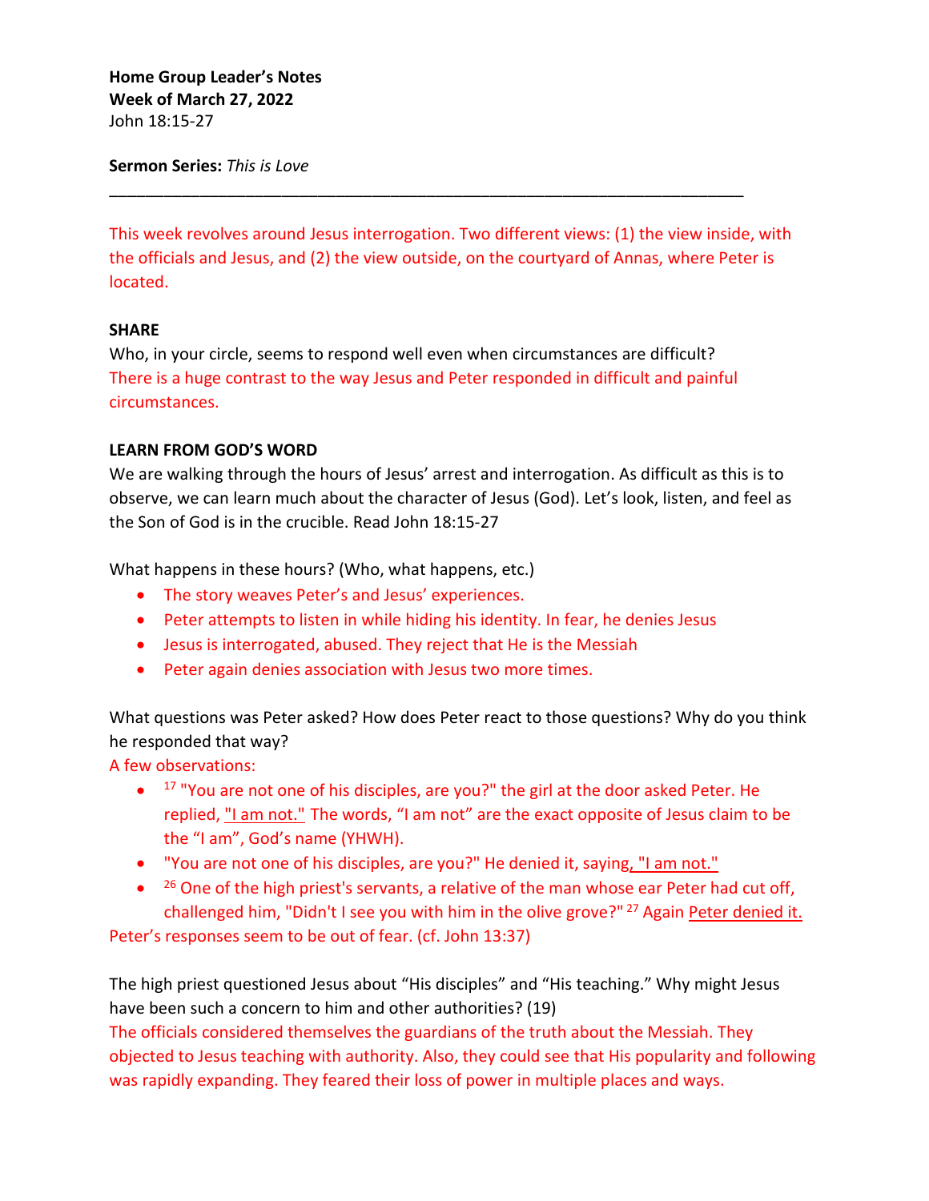**Home Group Leader's Notes**
**Week of March 27, 2022**
John 18:15-27

**Sermon Series:** *This is Love*

---

This week revolves around Jesus interrogation. Two different views: (1) the view inside, with the officials and Jesus, and (2) the view outside, on the courtyard of Annas, where Peter is located.

**SHARE**

Who, in your circle, seems to respond well even when circumstances are difficult?
There is a huge contrast to the way Jesus and Peter responded in difficult and painful circumstances.

**LEARN FROM GOD'S WORD**

We are walking through the hours of Jesus' arrest and interrogation. As difficult as this is to observe, we can learn much about the character of Jesus (God). Let's look, listen, and feel as the Son of God is in the crucible. Read John 18:15-27

What happens in these hours? (Who, what happens, etc.)

- The story weaves Peter's and Jesus' experiences.
- Peter attempts to listen in while hiding his identity. In fear, he denies Jesus
- Jesus is interrogated, abused. They reject that He is the Messiah
- Peter again denies association with Jesus two more times.

What questions was Peter asked? How does Peter react to those questions? Why do you think he responded that way?
A few observations:

- [17] "You are not one of his disciples, are you?" the girl at the door asked Peter. He replied, "I am not." The words, "I am not" are the exact opposite of Jesus claim to be the "I am", God's name (YHWH).
- "You are not one of his disciples, are you?" He denied it, saying, "I am not."
- [26] One of the high priest's servants, a relative of the man whose ear Peter had cut off, challenged him, "Didn't I see you with him in the olive grove?" [27] Again Peter denied it.

Peter's responses seem to be out of fear. (cf. John 13:37)

The high priest questioned Jesus about "His disciples" and "His teaching." Why might Jesus have been such a concern to him and other authorities? (19)
The officials considered themselves the guardians of the truth about the Messiah. They objected to Jesus teaching with authority. Also, they could see that His popularity and following was rapidly expanding. They feared their loss of power in multiple places and ways.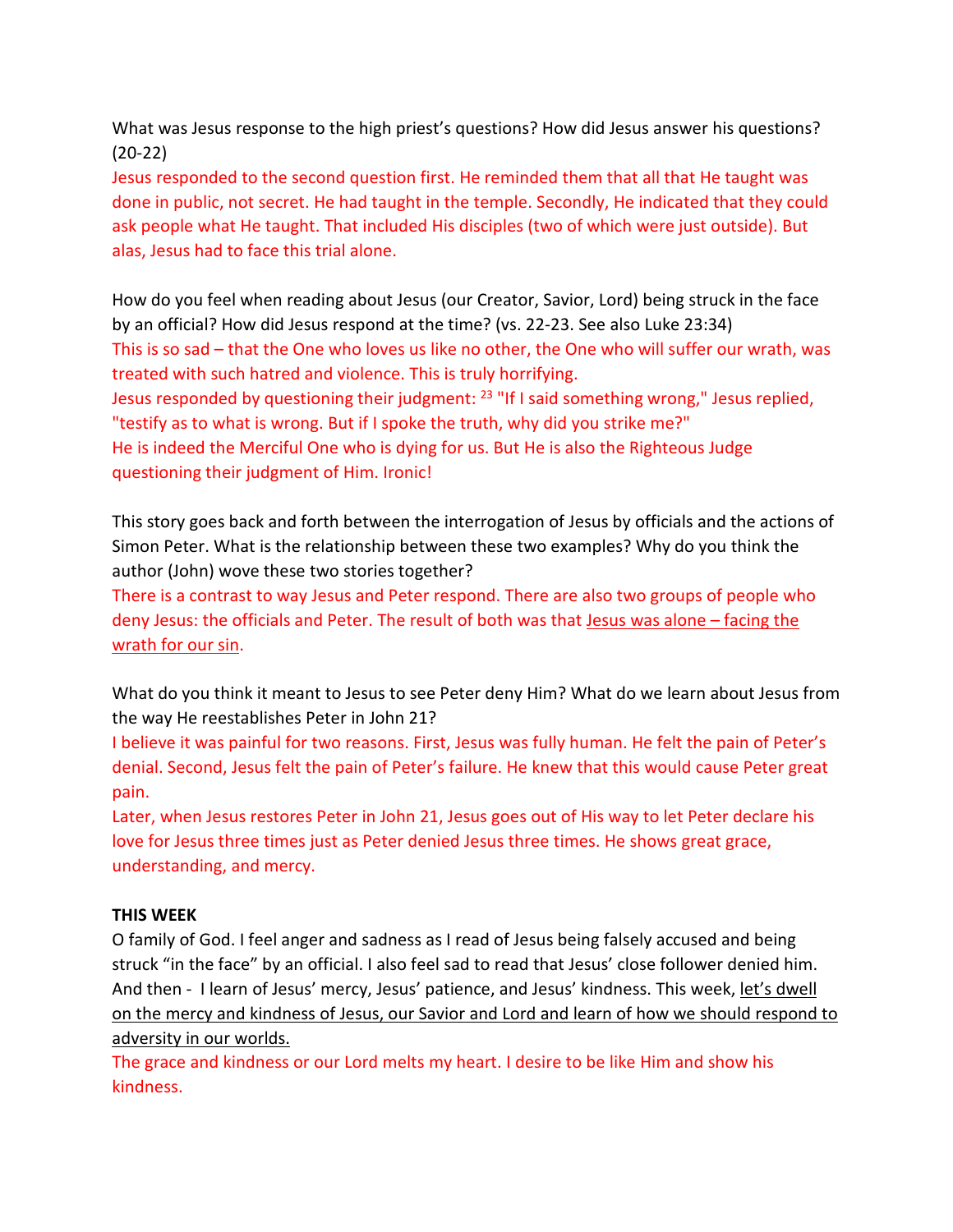What was Jesus response to the high priest's questions? How did Jesus answer his questions? (20-22)

Jesus responded to the second question first. He reminded them that all that He taught was done in public, not secret. He had taught in the temple. Secondly, He indicated that they could ask people what He taught. That included His disciples (two of which were just outside). But alas, Jesus had to face this trial alone.

How do you feel when reading about Jesus (our Creator, Savior, Lord) being struck in the face by an official? How did Jesus respond at the time? (vs. 22-23. See also Luke 23:34)

This is so sad – that the One who loves us like no other, the One who will suffer our wrath, was treated with such hatred and violence. This is truly horrifying.

Jesus responded by questioning their judgment: [23] "If I said something wrong," Jesus replied, "testify as to what is wrong. But if I spoke the truth, why did you strike me?"

He is indeed the Merciful One who is dying for us. But He is also the Righteous Judge questioning their judgment of Him. Ironic!

This story goes back and forth between the interrogation of Jesus by officials and the actions of Simon Peter. What is the relationship between these two examples? Why do you think the author (John) wove these two stories together?

There is a contrast to way Jesus and Peter respond. There are also two groups of people who deny Jesus: the officials and Peter. The result of both was that <u>Jesus was alone – facing the wrath for our sin</u>.

What do you think it meant to Jesus to see Peter deny Him? What do we learn about Jesus from the way He reestablishes Peter in John 21?

I believe it was painful for two reasons. First, Jesus was fully human. He felt the pain of Peter's denial. Second, Jesus felt the pain of Peter's failure. He knew that this would cause Peter great pain.

Later, when Jesus restores Peter in John 21, Jesus goes out of His way to let Peter declare his love for Jesus three times just as Peter denied Jesus three times. He shows great grace, understanding, and mercy.

**THIS WEEK**

O family of God. I feel anger and sadness as I read of Jesus being falsely accused and being struck "in the face" by an official. I also feel sad to read that Jesus' close follower denied him. And then - I learn of Jesus' mercy, Jesus' patience, and Jesus' kindness. This week, <u>let's dwell on the mercy and kindness of Jesus, our Savior and Lord and learn of how we should respond to adversity in our worlds.</u>

The grace and kindness or our Lord melts my heart. I desire to be like Him and show his kindness.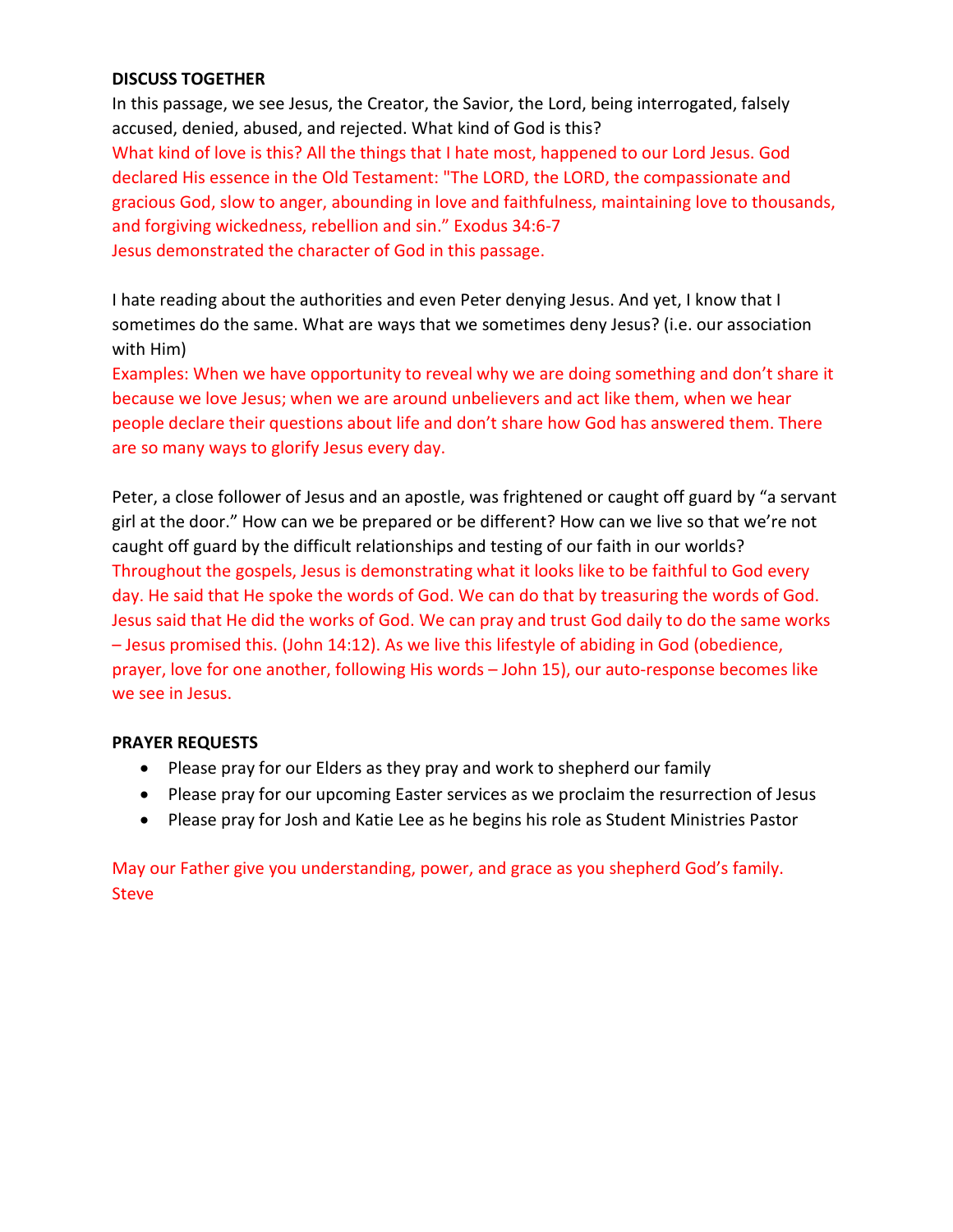**DISCUSS TOGETHER**

In this passage, we see Jesus, the Creator, the Savior, the Lord, being interrogated, falsely accused, denied, abused, and rejected. What kind of God is this?

What kind of love is this? All the things that I hate most, happened to our Lord Jesus. God declared His essence in the Old Testament: "The LORD, the LORD, the compassionate and gracious God, slow to anger, abounding in love and faithfulness, maintaining love to thousands, and forgiving wickedness, rebellion and sin." Exodus 34:6-7

Jesus demonstrated the character of God in this passage.

I hate reading about the authorities and even Peter denying Jesus. And yet, I know that I sometimes do the same. What are ways that we sometimes deny Jesus? (i.e. our association with Him)

Examples: When we have opportunity to reveal why we are doing something and don't share it because we love Jesus; when we are around unbelievers and act like them, when we hear people declare their questions about life and don't share how God has answered them. There are so many ways to glorify Jesus every day.

Peter, a close follower of Jesus and an apostle, was frightened or caught off guard by "a servant girl at the door." How can we be prepared or be different? How can we live so that we're not caught off guard by the difficult relationships and testing of our faith in our worlds?

Throughout the gospels, Jesus is demonstrating what it looks like to be faithful to God every day. He said that He spoke the words of God. We can do that by treasuring the words of God. Jesus said that He did the works of God. We can pray and trust God daily to do the same works – Jesus promised this. (John 14:12). As we live this lifestyle of abiding in God (obedience, prayer, love for one another, following His words – John 15), our auto-response becomes like we see in Jesus.

**PRAYER REQUESTS**

- Please pray for our Elders as they pray and work to shepherd our family
- Please pray for our upcoming Easter services as we proclaim the resurrection of Jesus
- Please pray for Josh and Katie Lee as he begins his role as Student Ministries Pastor

May our Father give you understanding, power, and grace as you shepherd God's family.

Steve